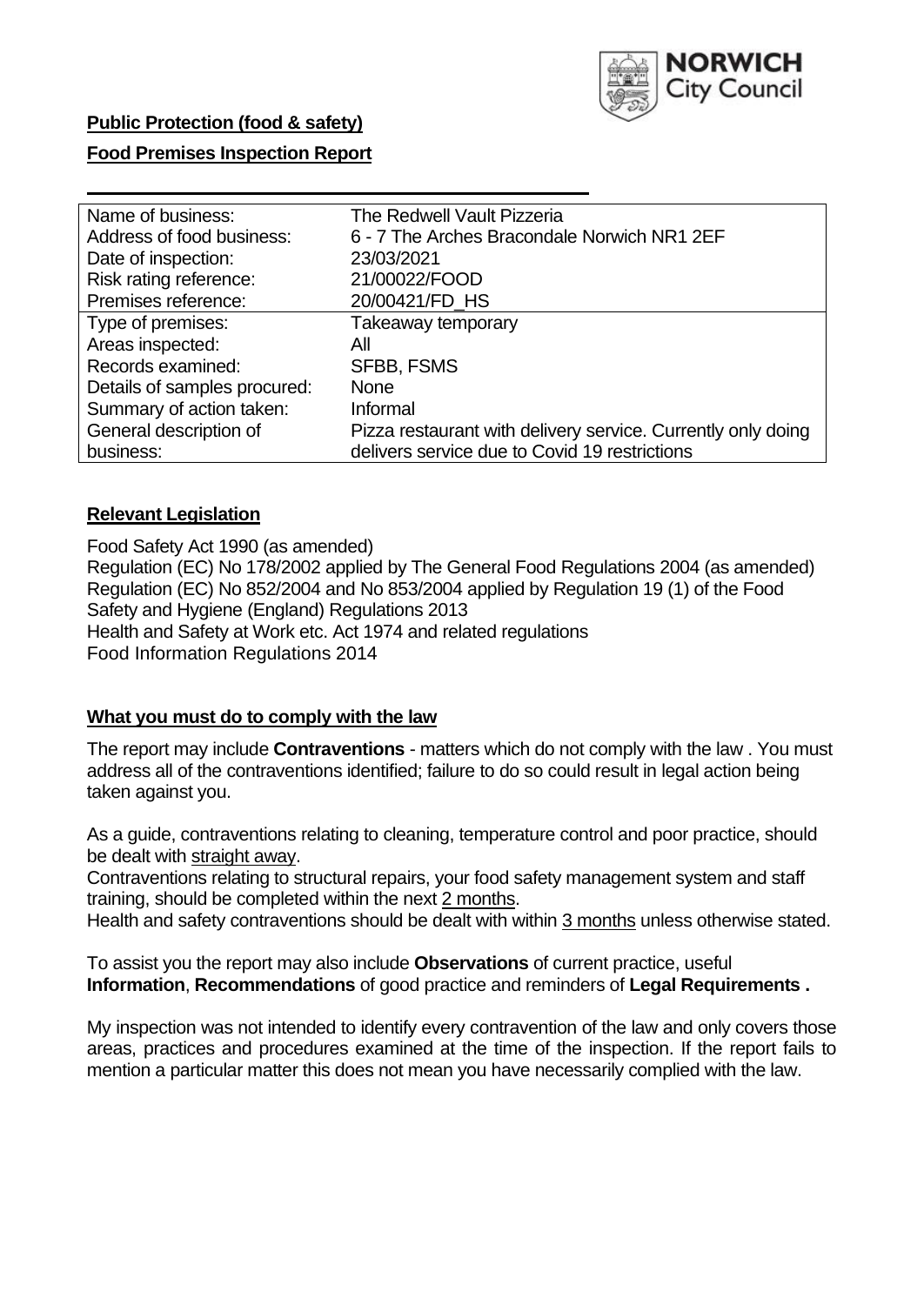**Public Protection (food & safety)**

**Food Premises Inspection Report**

| | |
|---|---|
| Name of business: | The Redwell Vault Pizzeria |
| Address of food business: | 6 - 7 The Arches Bracondale Norwich NR1 2EF |
| Date of inspection: | 23/03/2021 |
| Risk rating reference: | 21/00022/FOOD |
| Premises reference: | 20/00421/FD_HS |
| Type of premises: | Takeaway temporary |
| Areas inspected: | All |
| Records examined: | SFBB, FSMS |
| Details of samples procured: | None |
| Summary of action taken: | Informal |
| General description of business: | Pizza restaurant with delivery service. Currently only doing delivers service due to Covid 19 restrictions |

## Relevant Legislation

Food Safety Act 1990 (as amended)
Regulation (EC) No 178/2002 applied by The General Food Regulations 2004 (as amended)
Regulation (EC) No 852/2004 and No 853/2004 applied by Regulation 19 (1) of the Food Safety and Hygiene (England) Regulations 2013
Health and Safety at Work etc. Act 1974 and related regulations
Food Information Regulations 2014

## What you must do to comply with the law

The report may include **Contraventions** - matters which do not comply with the law . You must address all of the contraventions identified; failure to do so could result in legal action being taken against you.

As a guide, contraventions relating to cleaning, temperature control and poor practice, should be dealt with straight away.
Contraventions relating to structural repairs, your food safety management system and staff training, should be completed within the next 2 months.
Health and safety contraventions should be dealt with within 3 months unless otherwise stated.

To assist you the report may also include **Observations** of current practice, useful **Information**, **Recommendations** of good practice and reminders of **Legal Requirements .**

My inspection was not intended to identify every contravention of the law and only covers those areas, practices and procedures examined at the time of the inspection. If the report fails to mention a particular matter this does not mean you have necessarily complied with the law.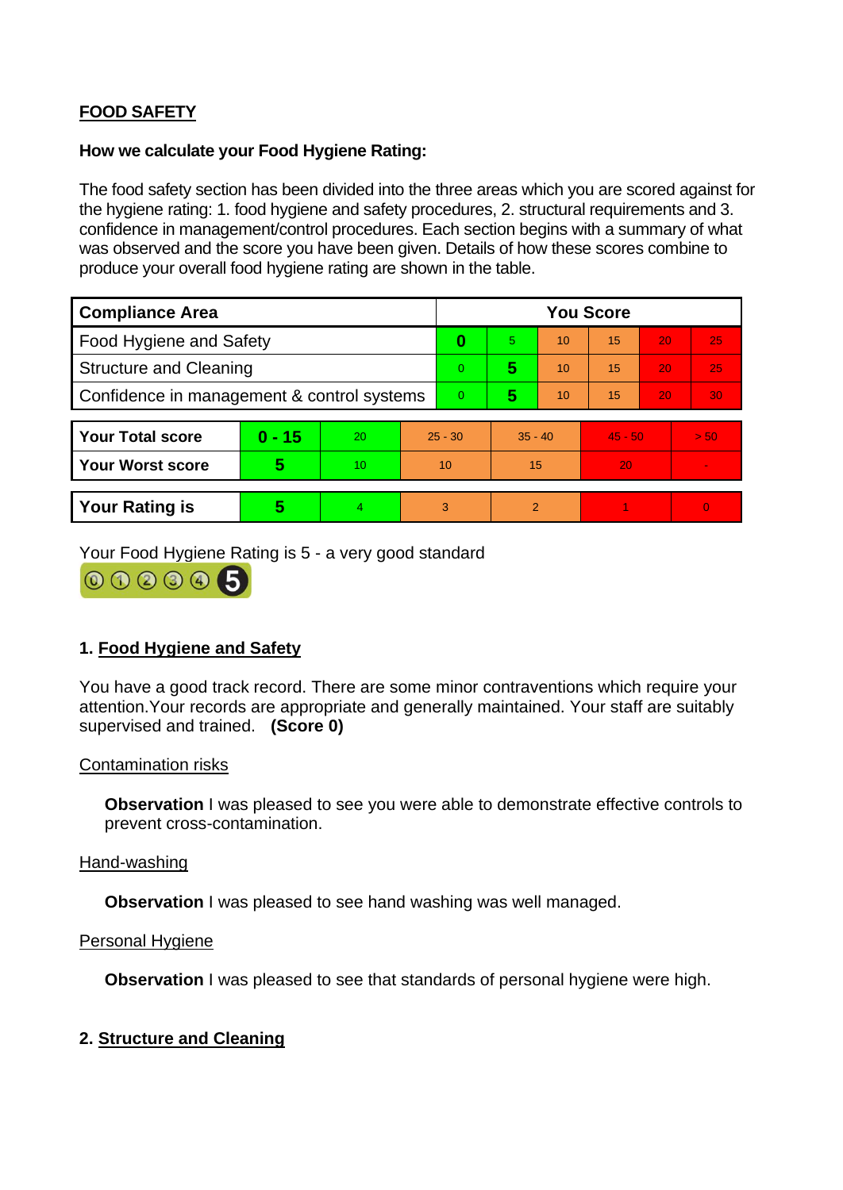## FOOD SAFETY

**How we calculate your Food Hygiene Rating:**

The food safety section has been divided into the three areas which you are scored against for the hygiene rating: 1. food hygiene and safety procedures, 2. structural requirements and 3. confidence in management/control procedures. Each section begins with a summary of what was observed and the score you have been given. Details of how these scores combine to produce your overall food hygiene rating are shown in the table.

| Compliance Area | You Score | | | | | |
|---|---|---|---|---|---|---|
| Food Hygiene and Safety | **0** | 5 | 10 | 15 | 20 | 25 |
| Structure and Cleaning | 0 | **5** | 10 | 15 | 20 | 25 |
| Confidence in management & control systems | 0 | **5** | 10 | 15 | 20 | 30 |

| | | | | | | |
|---|---|---|---|---|---|---|
| **Your Total score** | **0 - 15** | 20 | 25 - 30 | 35 - 40 | 45 - 50 | > 50 |
| **Your Worst score** | **5** | 10 | 10 | 15 | 20 | - |
| **Your Rating is** | **5** | 4 | 3 | 2 | 1 | 0 |

Your Food Hygiene Rating is 5 - a very good standard

### 1. Food Hygiene and Safety

You have a good track record. There are some minor contraventions which require your attention. Your records are appropriate and generally maintained. Your staff are suitably supervised and trained. **(Score 0)**

Contamination risks

**Observation** I was pleased to see you were able to demonstrate effective controls to prevent cross-contamination.

Hand-washing

**Observation** I was pleased to see hand washing was well managed.

Personal Hygiene

**Observation** I was pleased to see that standards of personal hygiene were high.

### 2. Structure and Cleaning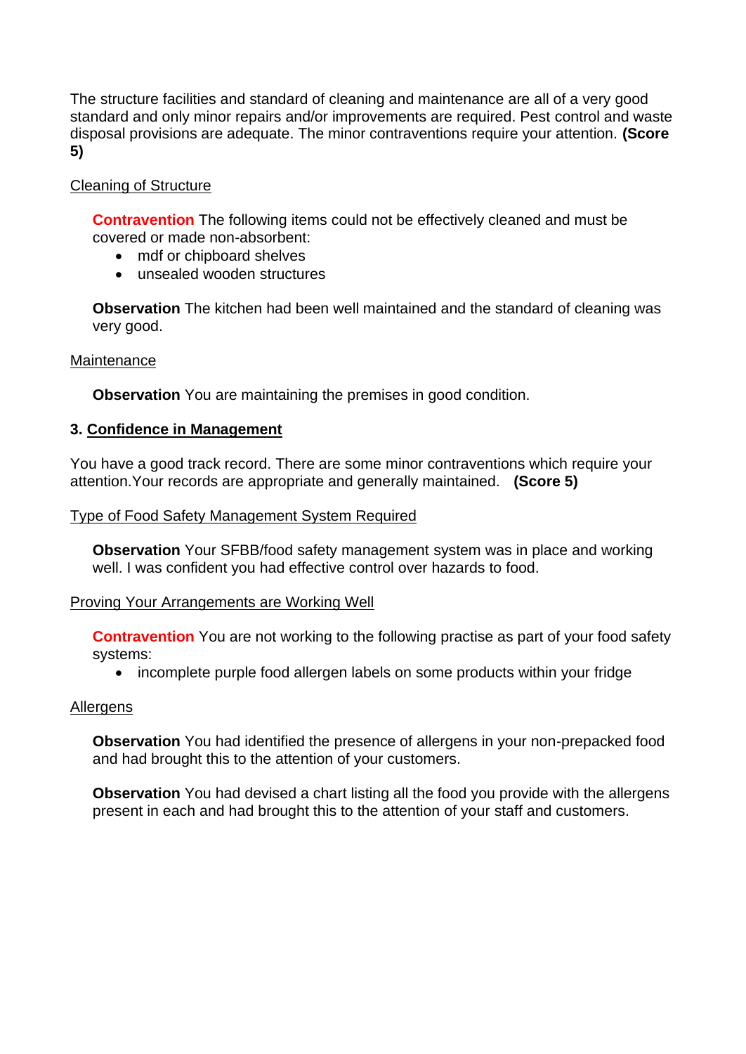The structure facilities and standard of cleaning and maintenance are all of a very good standard and only minor repairs and/or improvements are required. Pest control and waste disposal provisions are adequate. The minor contraventions require your attention. **(Score 5)**

Cleaning of Structure

**Contravention** The following items could not be effectively cleaned and must be covered or made non-absorbent:

- mdf or chipboard shelves
- unsealed wooden structures

**Observation** The kitchen had been well maintained and the standard of cleaning was very good.

Maintenance

**Observation** You are maintaining the premises in good condition.

### 3. Confidence in Management

You have a good track record. There are some minor contraventions which require your attention.Your records are appropriate and generally maintained. **(Score 5)**

Type of Food Safety Management System Required

**Observation** Your SFBB/food safety management system was in place and working well. I was confident you had effective control over hazards to food.

Proving Your Arrangements are Working Well

**Contravention** You are not working to the following practise as part of your food safety systems:

- incomplete purple food allergen labels on some products within your fridge

Allergens

**Observation** You had identified the presence of allergens in your non-prepacked food and had brought this to the attention of your customers.

**Observation** You had devised a chart listing all the food you provide with the allergens present in each and had brought this to the attention of your staff and customers.